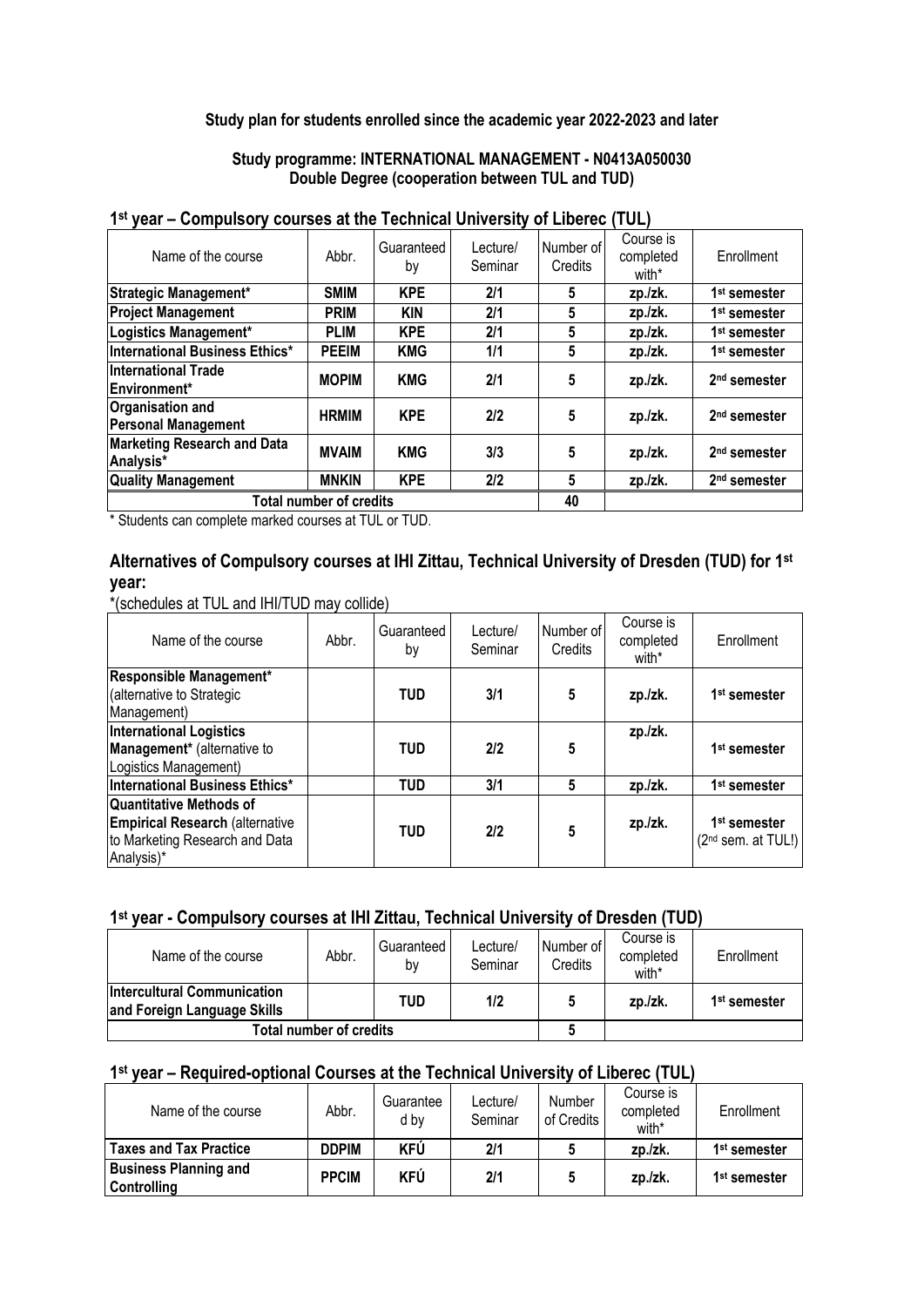**Study plan for students enrolled since the academic year 2022-2023 and later**

**Study programme: INTERNATIONAL MANAGEMENT - N0413A050030**
**Double Degree (cooperation between TUL and TUD)**

## 1st year – Compulsory courses at the Technical University of Liberec (TUL)

| Name of the course | Abbr. | Guaranteed by | Lecture/ Seminar | Number of Credits | Course is completed with* | Enrollment |
|---|---|---|---|---|---|---|
| **Strategic Management*** | **SMIM** | **KPE** | **2/1** | **5** | **zp./zk.** | **1st semester** |
| **Project Management** | **PRIM** | **KIN** | **2/1** | **5** | **zp./zk.** | **1st semester** |
| **Logistics Management*** | **PLIM** | **KPE** | **2/1** | **5** | **zp./zk.** | **1st semester** |
| **International Business Ethics*** | **PEEIM** | **KMG** | **1/1** | **5** | **zp./zk.** | **1st semester** |
| **International Trade Environment*** | **MOPIM** | **KMG** | **2/1** | **5** | **zp./zk.** | **2nd semester** |
| **Organisation and Personal Management** | **HRMIM** | **KPE** | **2/2** | **5** | **zp./zk.** | **2nd semester** |
| **Marketing Research and Data Analysis*** | **MVAIM** | **KMG** | **3/3** | **5** | **zp./zk.** | **2nd semester** |
| **Quality Management** | **MNKIN** | **KPE** | **2/2** | **5** | **zp./zk.** | **2nd semester** |
| **Total number of credits** | | | | **40** | | |

\* Students can complete marked courses at TUL or TUD.

## Alternatives of Compulsory courses at IHI Zittau, Technical University of Dresden (TUD) for 1st year:

*(schedules at TUL and IHI/TUD may collide)

| Name of the course | Abbr. | Guaranteed by | Lecture/ Seminar | Number of Credits | Course is completed with* | Enrollment |
|---|---|---|---|---|---|---|
| **Responsible Management*** (alternative to Strategic Management) | | **TUD** | **3/1** | **5** | **zp./zk.** | **1st semester** |
| **International Logistics Management*** (alternative to Logistics Management) | | **TUD** | **2/2** | **5** | **zp./zk.** | **1st semester** |
| **International Business Ethics*** | | **TUD** | **3/1** | **5** | **zp./zk.** | **1st semester** |
| **Quantitative Methods of Empirical Research** (alternative to Marketing Research and Data Analysis)* | | **TUD** | **2/2** | **5** | **zp./zk.** | **1st semester** (2nd sem. at TUL!) |

## 1st year - Compulsory courses at IHI Zittau, Technical University of Dresden (TUD)

| Name of the course | Abbr. | Guaranteed by | Lecture/ Seminar | Number of Credits | Course is completed with* | Enrollment |
|---|---|---|---|---|---|---|
| **Intercultural Communication and Foreign Language Skills** | | **TUD** | **1/2** | **5** | **zp./zk.** | **1st semester** |
| **Total number of credits** | | | | **5** | | |

## 1st year – Required-optional Courses at the Technical University of Liberec (TUL)

| Name of the course | Abbr. | Guaranteed by | Lecture/ Seminar | Number of Credits | Course is completed with* | Enrollment |
|---|---|---|---|---|---|---|
| **Taxes and Tax Practice** | **DDPIM** | **KFÚ** | **2/1** | **5** | **zp./zk.** | **1st semester** |
| **Business Planning and Controlling** | **PPCIM** | **KFÚ** | **2/1** | **5** | **zp./zk.** | **1st semester** |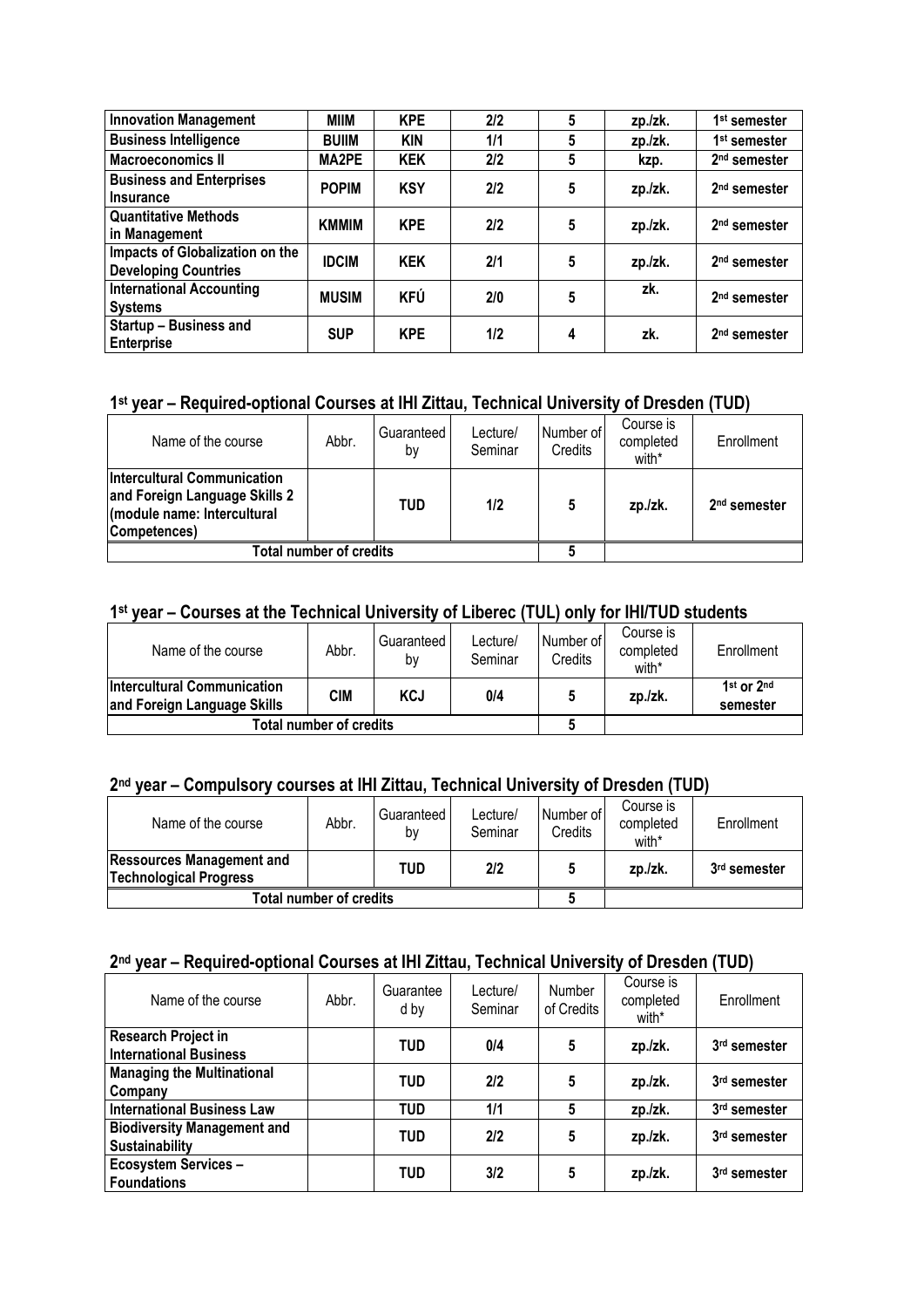| Innovation Management | MIIM | KPE | 2/2 | 5 | zp./zk. | 1st semester |
|---|---|---|---|---|---|---|
| Business Intelligence | BUIIM | KIN | 1/1 | 5 | zp./zk. | 1st semester |
| Macroeconomics II | MA2PE | KEK | 2/2 | 5 | kzp. | 2nd semester |
| Business and Enterprises Insurance | POPIM | KSY | 2/2 | 5 | zp./zk. | 2nd semester |
| Quantitative Methods in Management | KMMIM | KPE | 2/2 | 5 | zp./zk. | 2nd semester |
| Impacts of Globalization on the Developing Countries | IDCIM | KEK | 2/1 | 5 | zp./zk. | 2nd semester |
| International Accounting Systems | MUSIM | KFÚ | 2/0 | 5 | zk. | 2nd semester |
| Startup – Business and Enterprise | SUP | KPE | 1/2 | 4 | zk. | 2nd semester |

## 1st year – Required-optional Courses at IHI Zittau, Technical University of Dresden (TUD)

| Name of the course | Abbr. | Guaranteed by | Lecture/ Seminar | Number of Credits | Course is completed with* | Enrollment |
|---|---|---|---|---|---|---|
| Intercultural Communication and Foreign Language Skills 2 (module name: Intercultural Competences) | | TUD | 1/2 | 5 | zp./zk. | 2nd semester |
| Total number of credits | | | | 5 | | |

## 1st year – Courses at the Technical University of Liberec (TUL) only for IHI/TUD students

| Name of the course | Abbr. | Guaranteed by | Lecture/ Seminar | Number of Credits | Course is completed with* | Enrollment |
|---|---|---|---|---|---|---|
| Intercultural Communication and Foreign Language Skills | CIM | KCJ | 0/4 | 5 | zp./zk. | 1st or 2nd semester |
| Total number of credits | | | | 5 | | |

## 2nd year – Compulsory courses at IHI Zittau, Technical University of Dresden (TUD)

| Name of the course | Abbr. | Guaranteed by | Lecture/ Seminar | Number of Credits | Course is completed with* | Enrollment |
|---|---|---|---|---|---|---|
| Ressources Management and Technological Progress | | TUD | 2/2 | 5 | zp./zk. | 3rd semester |
| Total number of credits | | | | 5 | | |

## 2nd year – Required-optional Courses at IHI Zittau, Technical University of Dresden (TUD)

| Name of the course | Abbr. | Guaranteed by | Lecture/ Seminar | Number of Credits | Course is completed with* | Enrollment |
|---|---|---|---|---|---|---|
| Research Project in International Business | | TUD | 0/4 | 5 | zp./zk. | 3rd semester |
| Managing the Multinational Company | | TUD | 2/2 | 5 | zp./zk. | 3rd semester |
| International Business Law | | TUD | 1/1 | 5 | zp./zk. | 3rd semester |
| Biodiversity Management and Sustainability | | TUD | 2/2 | 5 | zp./zk. | 3rd semester |
| Ecosystem Services – Foundations | | TUD | 3/2 | 5 | zp./zk. | 3rd semester |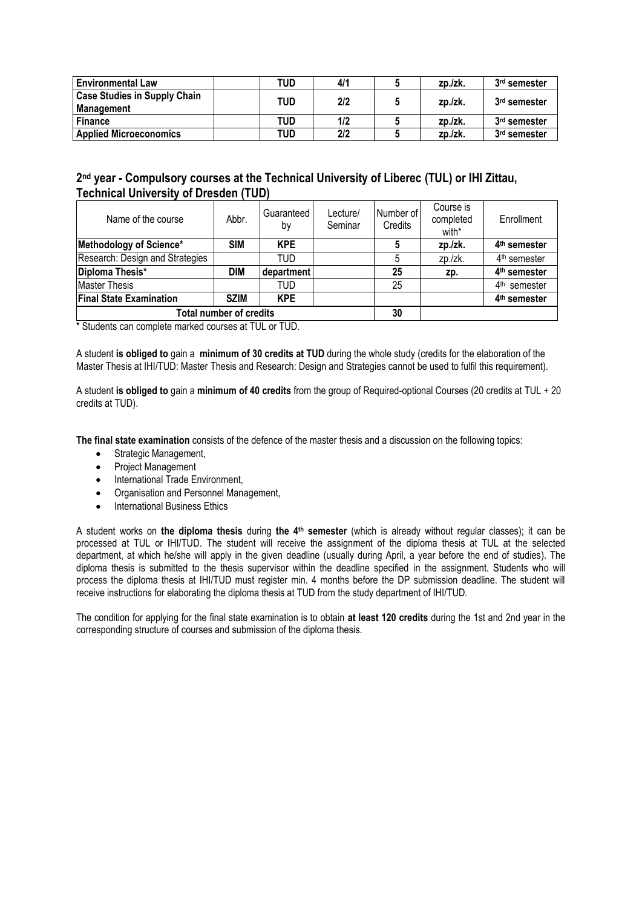| | | | | | | |
|---|---|---|---|---|---|---|
| **Environmental Law** | | **TUD** | **4/1** | **5** | **zp./zk.** | **3rd semester** |
| **Case Studies in Supply Chain Management** | | **TUD** | **2/2** | **5** | **zp./zk.** | **3rd semester** |
| **Finance** | | **TUD** | **1/2** | **5** | **zp./zk.** | **3rd semester** |
| **Applied Microeconomics** | | **TUD** | **2/2** | **5** | **zp./zk.** | **3rd semester** |

## 2nd year - Compulsory courses at the Technical University of Liberec (TUL) or IHI Zittau, Technical University of Dresden (TUD)

| Name of the course | Abbr. | Guaranteed by | Lecture/ Seminar | Number of Credits | Course is completed with* | Enrollment |
|---|---|---|---|---|---|---|
| **Methodology of Science*** | **SIM** | **KPE** | | **5** | **zp./zk.** | **4th semester** |
| Research: Design and Strategies | | TUD | | 5 | zp./zk. | 4th semester |
| **Diploma Thesis*** | **DIM** | **department** | | **25** | **zp.** | **4th semester** |
| Master Thesis | | TUD | | 25 | | 4th semester |
| **Final State Examination** | **SZIM** | **KPE** | | | | **4th semester** |
| **Total number of credits** | | | | **30** | | |

* Students can complete marked courses at TUL or TUD.

A student **is obliged to** gain a **minimum of 30 credits at TUD** during the whole study (credits for the elaboration of the Master Thesis at IHI/TUD: Master Thesis and Research: Design and Strategies cannot be used to fulfil this requirement).

A student **is obliged to** gain a **minimum of 40 credits** from the group of Required-optional Courses (20 credits at TUL + 20 credits at TUD).

**The final state examination** consists of the defence of the master thesis and a discussion on the following topics:

- Strategic Management,
- Project Management
- International Trade Environment,
- Organisation and Personnel Management,
- International Business Ethics

A student works on **the diploma thesis** during **the 4th semester** (which is already without regular classes); it can be processed at TUL or IHI/TUD. The student will receive the assignment of the diploma thesis at TUL at the selected department, at which he/she will apply in the given deadline (usually during April, a year before the end of studies). The diploma thesis is submitted to the thesis supervisor within the deadline specified in the assignment. Students who will process the diploma thesis at IHI/TUD must register min. 4 months before the DP submission deadline. The student will receive instructions for elaborating the diploma thesis at TUD from the study department of IHI/TUD.

The condition for applying for the final state examination is to obtain **at least 120 credits** during the 1st and 2nd year in the corresponding structure of courses and submission of the diploma thesis.